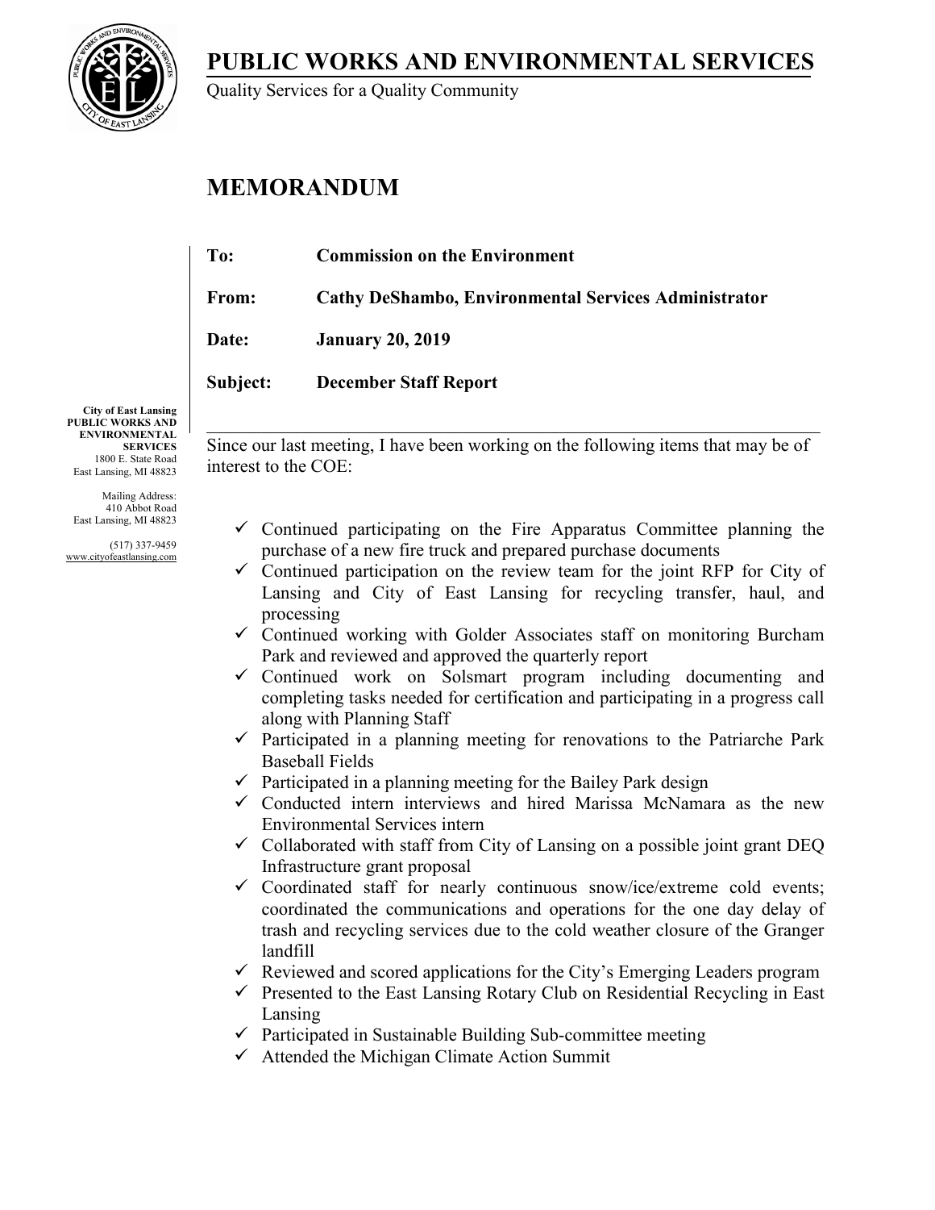# PUBLIC WORKS AND ENVIRONMENTAL SERVICES

Quality Services for a Quality Community

## MEMORANDUM

**To:** **Commission on the Environment**

**From:** **Cathy DeShambo, Environmental Services Administrator**

**Date:** **January 20, 2019**

**Subject:** **December Staff Report**

**City of East Lansing**
**PUBLIC WORKS AND ENVIRONMENTAL SERVICES**
1800 E. State Road
East Lansing, MI 48823

Mailing Address:
410 Abbot Road
East Lansing, MI 48823

(517) 337-9459
www.cityofeastlansing.com

---

Since our last meeting, I have been working on the following items that may be of interest to the COE:

- ✓ Continued participating on the Fire Apparatus Committee planning the purchase of a new fire truck and prepared purchase documents
- ✓ Continued participation on the review team for the joint RFP for City of Lansing and City of East Lansing for recycling transfer, haul, and processing
- ✓ Continued working with Golder Associates staff on monitoring Burcham Park and reviewed and approved the quarterly report
- ✓ Continued work on Solsmart program including documenting and completing tasks needed for certification and participating in a progress call along with Planning Staff
- ✓ Participated in a planning meeting for renovations to the Patriarche Park Baseball Fields
- ✓ Participated in a planning meeting for the Bailey Park design
- ✓ Conducted intern interviews and hired Marissa McNamara as the new Environmental Services intern
- ✓ Collaborated with staff from City of Lansing on a possible joint grant DEQ Infrastructure grant proposal
- ✓ Coordinated staff for nearly continuous snow/ice/extreme cold events; coordinated the communications and operations for the one day delay of trash and recycling services due to the cold weather closure of the Granger landfill
- ✓ Reviewed and scored applications for the City's Emerging Leaders program
- ✓ Presented to the East Lansing Rotary Club on Residential Recycling in East Lansing
- ✓ Participated in Sustainable Building Sub-committee meeting
- ✓ Attended the Michigan Climate Action Summit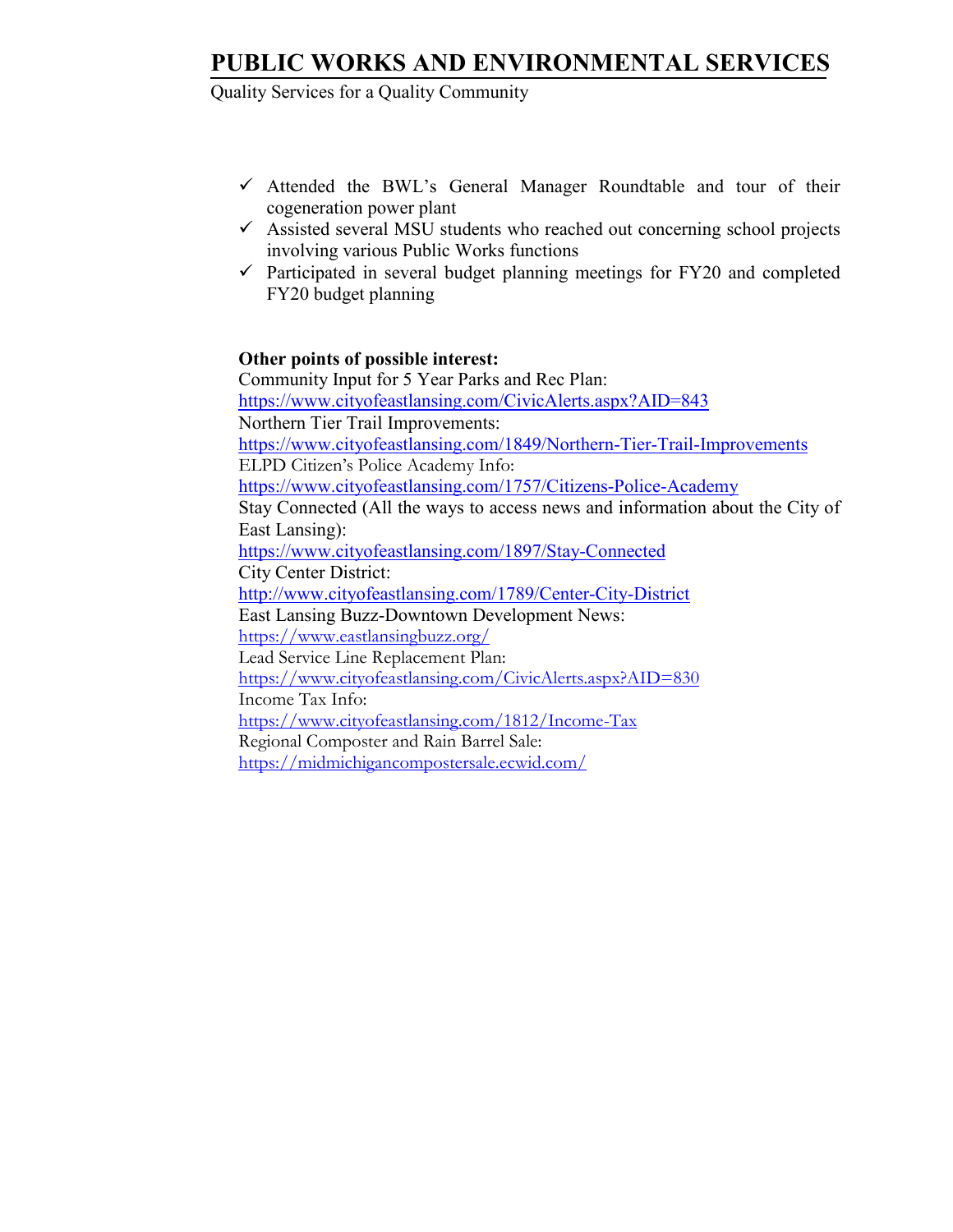# PUBLIC WORKS AND ENVIRONMENTAL SERVICES

Quality Services for a Quality Community

- ✓ Attended the BWL's General Manager Roundtable and tour of their cogeneration power plant
- ✓ Assisted several MSU students who reached out concerning school projects involving various Public Works functions
- ✓ Participated in several budget planning meetings for FY20 and completed FY20 budget planning

**Other points of possible interest:**

Community Input for 5 Year Parks and Rec Plan:
https://www.cityofeastlansing.com/CivicAlerts.aspx?AID=843

Northern Tier Trail Improvements:
https://www.cityofeastlansing.com/1849/Northern-Tier-Trail-Improvements

ELPD Citizen's Police Academy Info:
https://www.cityofeastlansing.com/1757/Citizens-Police-Academy

Stay Connected (All the ways to access news and information about the City of East Lansing):
https://www.cityofeastlansing.com/1897/Stay-Connected

City Center District:
http://www.cityofeastlansing.com/1789/Center-City-District

East Lansing Buzz-Downtown Development News:
https://www.eastlansingbuzz.org/

Lead Service Line Replacement Plan:
https://www.cityofeastlansing.com/CivicAlerts.aspx?AID=830

Income Tax Info:
https://www.cityofeastlansing.com/1812/Income-Tax

Regional Composter and Rain Barrel Sale:
https://midmichigancompostersale.ecwid.com/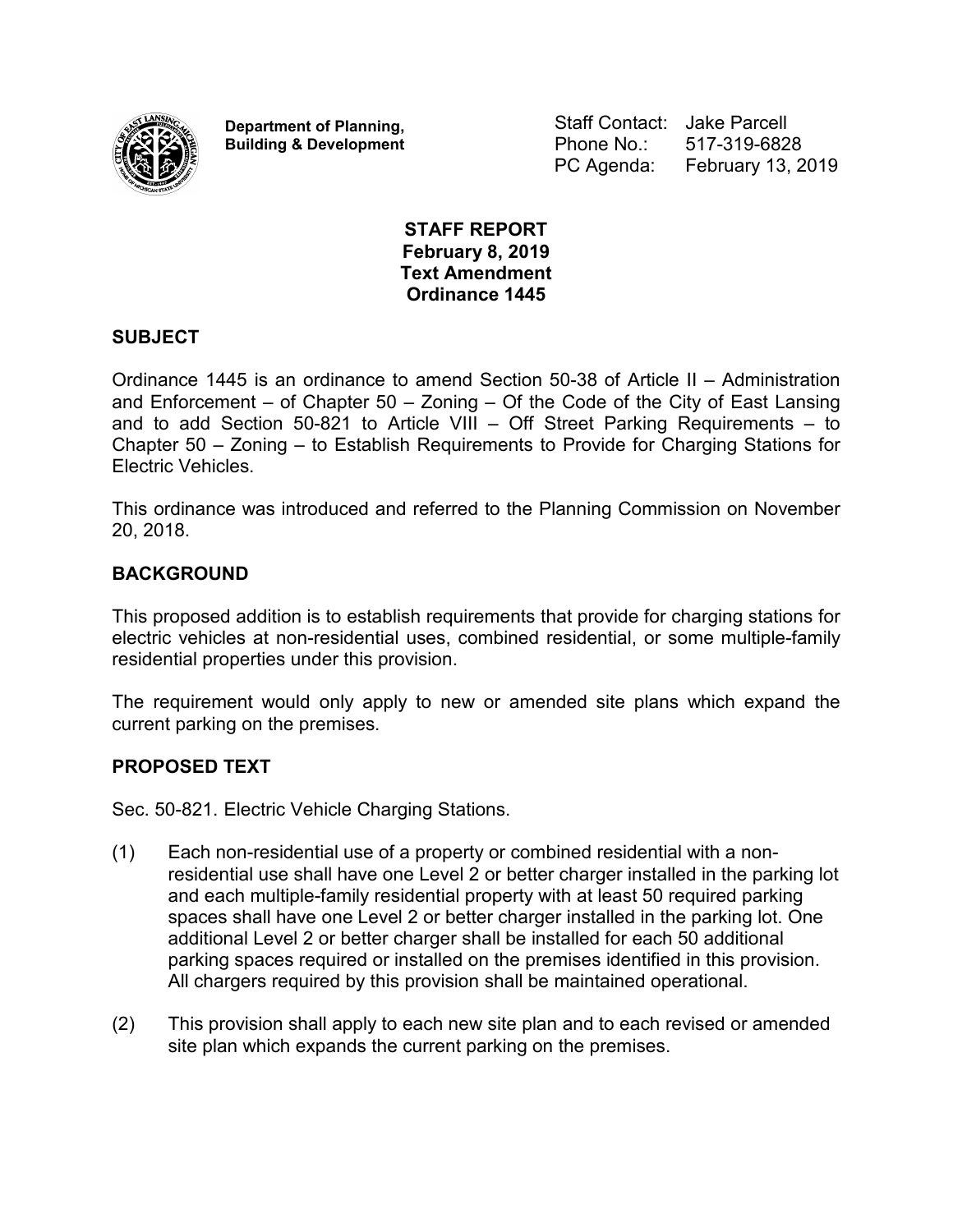**Department of Planning, Building & Development**

Staff Contact: Jake Parcell
Phone No.: 517-319-6828
PC Agenda: February 13, 2019

**STAFF REPORT**
**February 8, 2019**
**Text Amendment**
**Ordinance 1445**

## SUBJECT

Ordinance 1445 is an ordinance to amend Section 50-38 of Article II – Administration and Enforcement – of Chapter 50 – Zoning – Of the Code of the City of East Lansing and to add Section 50-821 to Article VIII – Off Street Parking Requirements – to Chapter 50 – Zoning – to Establish Requirements to Provide for Charging Stations for Electric Vehicles.

This ordinance was introduced and referred to the Planning Commission on November 20, 2018.

## BACKGROUND

This proposed addition is to establish requirements that provide for charging stations for electric vehicles at non-residential uses, combined residential, or some multiple-family residential properties under this provision.

The requirement would only apply to new or amended site plans which expand the current parking on the premises.

## PROPOSED TEXT

Sec. 50-821. Electric Vehicle Charging Stations.

(1) Each non-residential use of a property or combined residential with a non-residential use shall have one Level 2 or better charger installed in the parking lot and each multiple-family residential property with at least 50 required parking spaces shall have one Level 2 or better charger installed in the parking lot. One additional Level 2 or better charger shall be installed for each 50 additional parking spaces required or installed on the premises identified in this provision. All chargers required by this provision shall be maintained operational.

(2) This provision shall apply to each new site plan and to each revised or amended site plan which expands the current parking on the premises.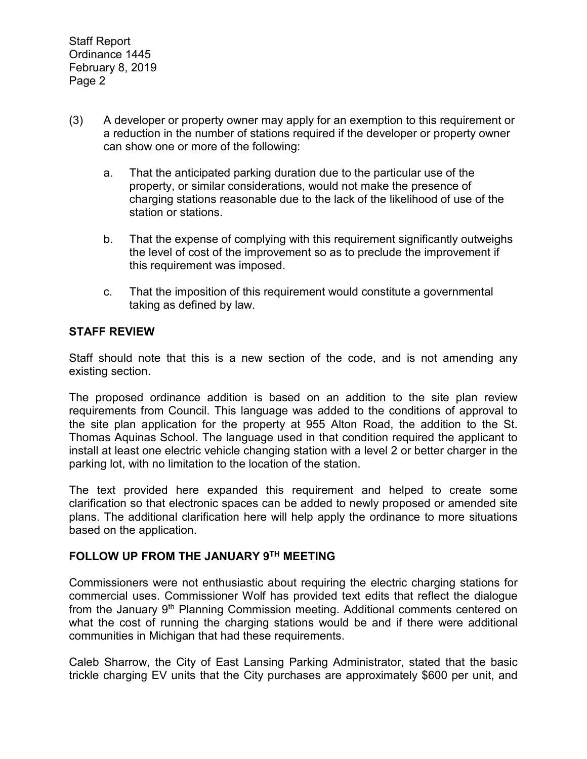(3) A developer or property owner may apply for an exemption to this requirement or a reduction in the number of stations required if the developer or property owner can show one or more of the following:

   a. That the anticipated parking duration due to the particular use of the property, or similar considerations, would not make the presence of charging stations reasonable due to the lack of the likelihood of use of the station or stations.

   b. That the expense of complying with this requirement significantly outweighs the level of cost of the improvement so as to preclude the improvement if this requirement was imposed.

   c. That the imposition of this requirement would constitute a governmental taking as defined by law.

## STAFF REVIEW

Staff should note that this is a new section of the code, and is not amending any existing section.

The proposed ordinance addition is based on an addition to the site plan review requirements from Council. This language was added to the conditions of approval to the site plan application for the property at 955 Alton Road, the addition to the St. Thomas Aquinas School. The language used in that condition required the applicant to install at least one electric vehicle changing station with a level 2 or better charger in the parking lot, with no limitation to the location of the station.

The text provided here expanded this requirement and helped to create some clarification so that electronic spaces can be added to newly proposed or amended site plans. The additional clarification here will help apply the ordinance to more situations based on the application.

## FOLLOW UP FROM THE JANUARY 9TH MEETING

Commissioners were not enthusiastic about requiring the electric charging stations for commercial uses. Commissioner Wolf has provided text edits that reflect the dialogue from the January 9th Planning Commission meeting. Additional comments centered on what the cost of running the charging stations would be and if there were additional communities in Michigan that had these requirements.

Caleb Sharrow, the City of East Lansing Parking Administrator, stated that the basic trickle charging EV units that the City purchases are approximately $600 per unit, and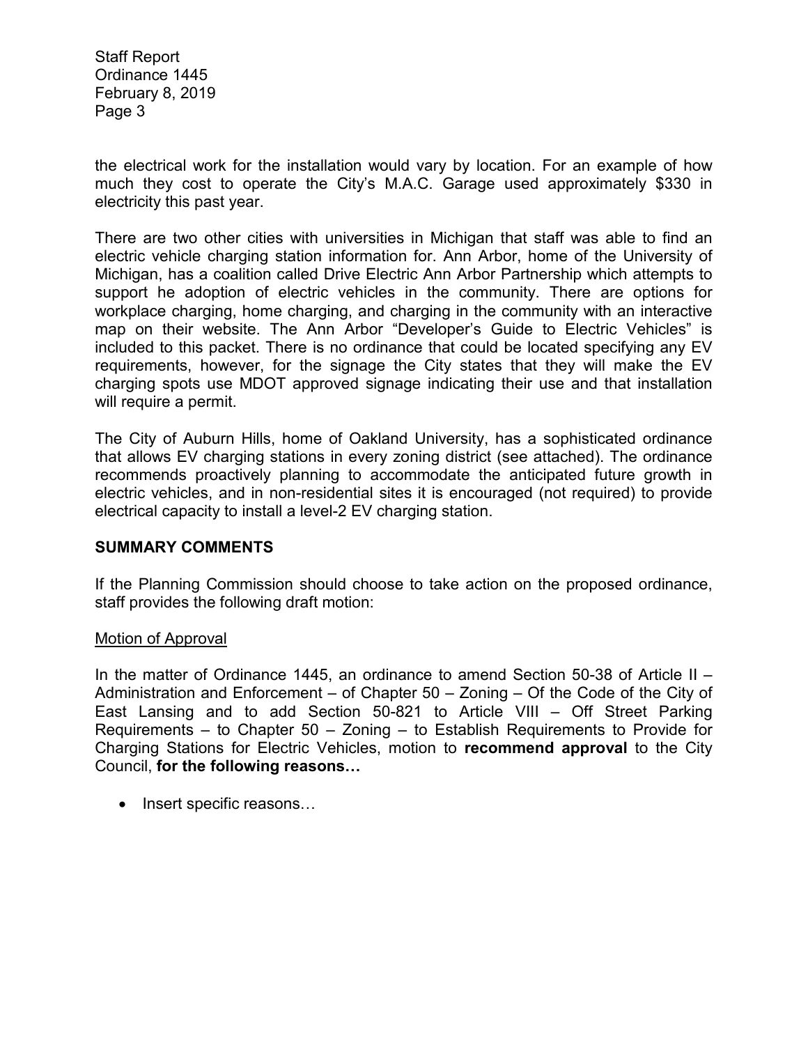the electrical work for the installation would vary by location. For an example of how much they cost to operate the City's M.A.C. Garage used approximately $330 in electricity this past year.

There are two other cities with universities in Michigan that staff was able to find an electric vehicle charging station information for. Ann Arbor, home of the University of Michigan, has a coalition called Drive Electric Ann Arbor Partnership which attempts to support he adoption of electric vehicles in the community. There are options for workplace charging, home charging, and charging in the community with an interactive map on their website. The Ann Arbor "Developer's Guide to Electric Vehicles" is included to this packet. There is no ordinance that could be located specifying any EV requirements, however, for the signage the City states that they will make the EV charging spots use MDOT approved signage indicating their use and that installation will require a permit.

The City of Auburn Hills, home of Oakland University, has a sophisticated ordinance that allows EV charging stations in every zoning district (see attached). The ordinance recommends proactively planning to accommodate the anticipated future growth in electric vehicles, and in non-residential sites it is encouraged (not required) to provide electrical capacity to install a level-2 EV charging station.

## SUMMARY COMMENTS

If the Planning Commission should choose to take action on the proposed ordinance, staff provides the following draft motion:

Motion of Approval

In the matter of Ordinance 1445, an ordinance to amend Section 50-38 of Article II – Administration and Enforcement – of Chapter 50 – Zoning – Of the Code of the City of East Lansing and to add Section 50-821 to Article VIII – Off Street Parking Requirements – to Chapter 50 – Zoning – to Establish Requirements to Provide for Charging Stations for Electric Vehicles, motion to **recommend approval** to the City Council, **for the following reasons…**

- Insert specific reasons…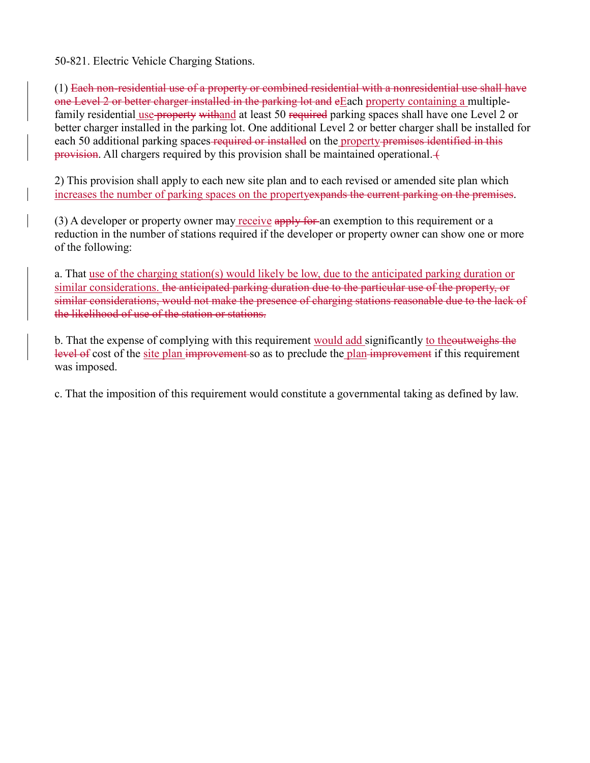50-821. Electric Vehicle Charging Stations.

(1) ~~Each non-residential use of a property or combined residential with a nonresidential use shall have one Level 2 or better charger installed in the parking lot and e~~Each property containing a multiple-family residential use ~~property~~ ~~with~~and at least 50 ~~required~~ parking spaces shall have one Level 2 or better charger installed in the parking lot. One additional Level 2 or better charger shall be installed for each 50 additional parking spaces ~~required or installed~~ on the property ~~premises identified in this provision~~. All chargers required by this provision shall be maintained operational. ~~(~~

2) This provision shall apply to each new site plan and to each revised or amended site plan which increases the number of parking spaces on the property~~expands the current parking on the premises~~.

(3) A developer or property owner may receive ~~apply for~~ an exemption to this requirement or a reduction in the number of stations required if the developer or property owner can show one or more of the following:

a. That use of the charging station(s) would likely be low, due to the anticipated parking duration or similar considerations. ~~the anticipated parking duration due to the particular use of the property, or similar considerations, would not make the presence of charging stations reasonable due to the lack of the likelihood of use of the station or stations.~~

b. That the expense of complying with this requirement would add significantly to the~~outweighs the level of~~ cost of the site plan ~~improvement~~ so as to preclude the plan ~~improvement~~ if this requirement was imposed.

c. That the imposition of this requirement would constitute a governmental taking as defined by law.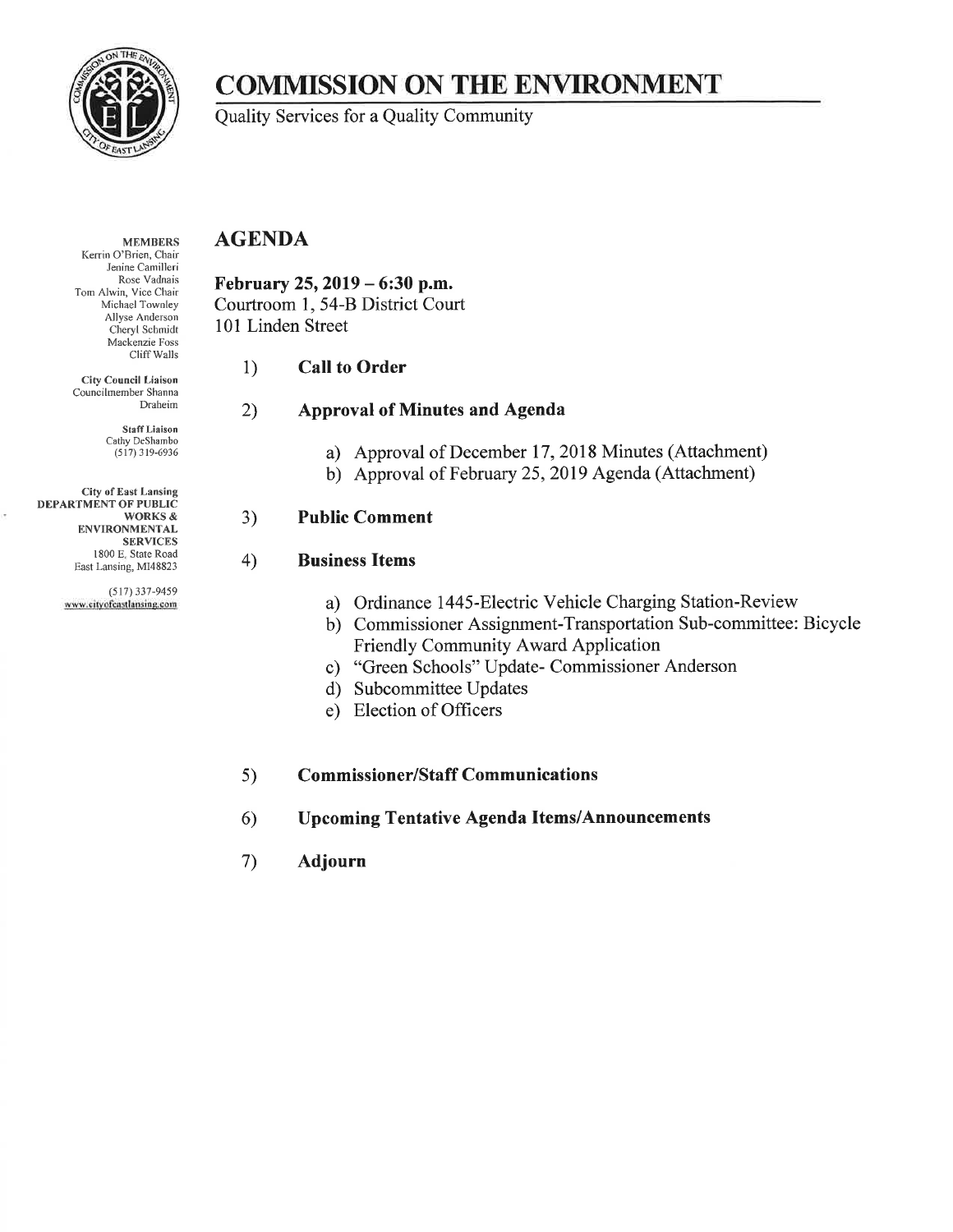# COMMISSION ON THE ENVIRONMENT

Quality Services for a Quality Community

**MEMBERS**
Kerrin O'Brien, Chair
Jenine Camilleri
Rose Vadnais
Tom Alwin, Vice Chair
Michael Townley
Allyse Anderson
Cheryl Schmidt
Mackenzie Foss
Cliff Walls

**City Council Liaison**
Councilmember Shanna Draheim

**Staff Liaison**
Cathy DeShambo
(517) 319-6936

**City of East Lansing**
**DEPARTMENT OF PUBLIC WORKS & ENVIRONMENTAL SERVICES**
1800 E. State Road
East Lansing, MI48823

(517) 337-9459
www.cityofeastlansing.com

## AGENDA

**February 25, 2019 – 6:30 p.m.**
Courtroom 1, 54-B District Court
101 Linden Street

1) **Call to Order**

2) **Approval of Minutes and Agenda**

   a) Approval of December 17, 2018 Minutes (Attachment)
   b) Approval of February 25, 2019 Agenda (Attachment)

3) **Public Comment**

4) **Business Items**

   a) Ordinance 1445-Electric Vehicle Charging Station-Review
   b) Commissioner Assignment-Transportation Sub-committee: Bicycle Friendly Community Award Application
   c) "Green Schools" Update- Commissioner Anderson
   d) Subcommittee Updates
   e) Election of Officers

5) **Commissioner/Staff Communications**

6) **Upcoming Tentative Agenda Items/Announcements**

7) **Adjourn**